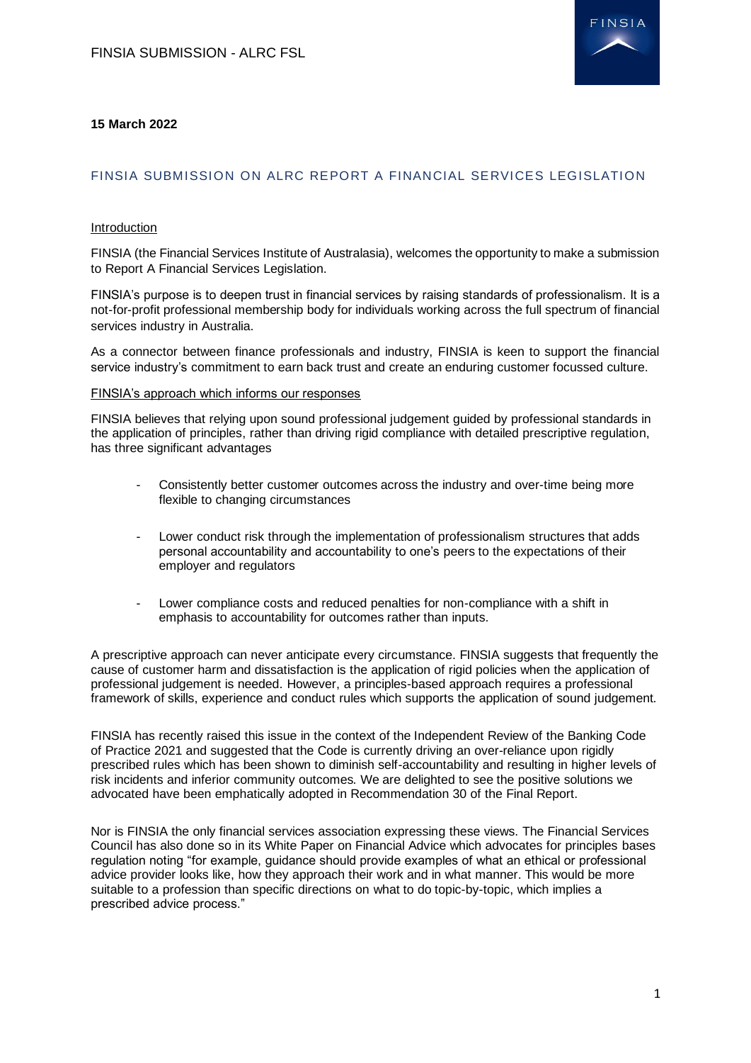**15 March 2022**

## FINSIA SUBMISSION ON ALRC REPORT A FINANCIAL SERVICES LEGISLATION

### Introduction

FINSIA (the Financial Services Institute of Australasia), welcomes the opportunity to make a submission to Report A Financial Services Legislation.

FINSIA's purpose is to deepen trust in financial services by raising standards of professionalism. It is a not-for-profit professional membership body for individuals working across the full spectrum of financial services industry in Australia.

As a connector between finance professionals and industry, FINSIA is keen to support the financial service industry's commitment to earn back trust and create an enduring customer focussed culture.

### FINSIA's approach which informs our responses

FINSIA believes that relying upon sound professional judgement guided by professional standards in the application of principles, rather than driving rigid compliance with detailed prescriptive regulation, has three significant advantages

- Consistently better customer outcomes across the industry and over-time being more flexible to changing circumstances
- Lower conduct risk through the implementation of professionalism structures that adds personal accountability and accountability to one's peers to the expectations of their employer and regulators
- Lower compliance costs and reduced penalties for non-compliance with a shift in emphasis to accountability for outcomes rather than inputs.

A prescriptive approach can never anticipate every circumstance. FINSIA suggests that frequently the cause of customer harm and dissatisfaction is the application of rigid policies when the application of professional judgement is needed. However, a principles-based approach requires a professional framework of skills, experience and conduct rules which supports the application of sound judgement.

FINSIA has recently raised this issue in the context of the Independent Review of the Banking Code of Practice 2021 and suggested that the Code is currently driving an over-reliance upon rigidly prescribed rules which has been shown to diminish self-accountability and resulting in higher levels of risk incidents and inferior community outcomes. We are delighted to see the positive solutions we advocated have been emphatically adopted in Recommendation 30 of the Final Report.

Nor is FINSIA the only financial services association expressing these views. The Financial Services Council has also done so in its White Paper on Financial Advice which advocates for principles bases regulation noting "for example, guidance should provide examples of what an ethical or professional advice provider looks like, how they approach their work and in what manner. This would be more suitable to a profession than specific directions on what to do topic-by-topic, which implies a prescribed advice process."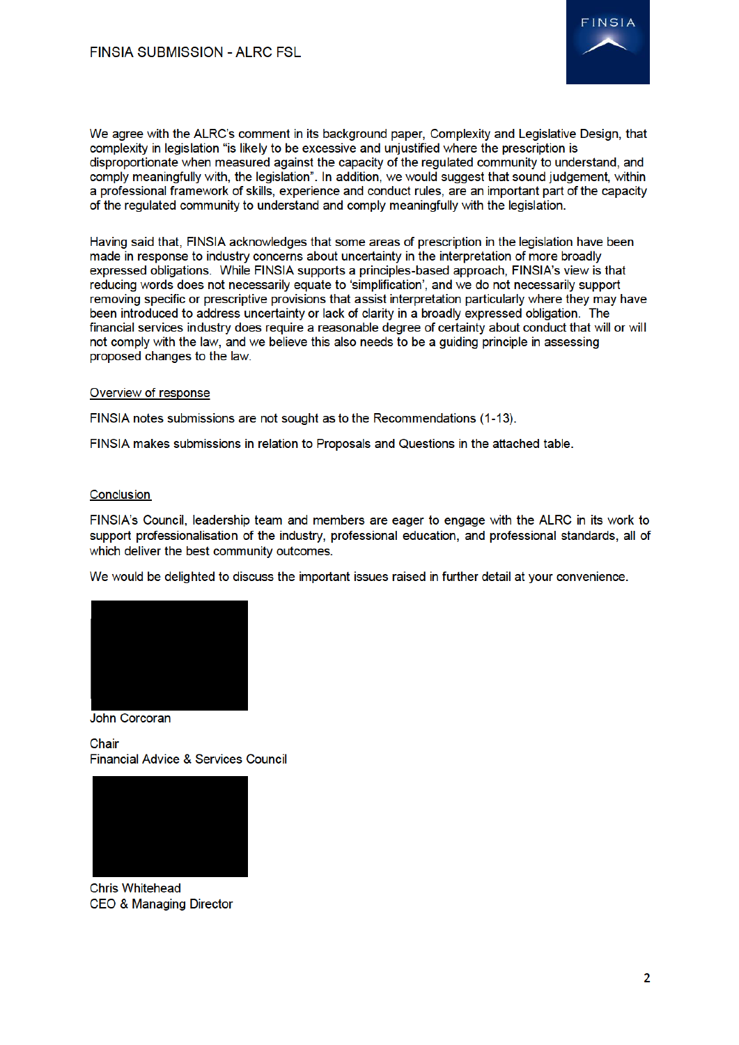We agree with the ALRC's comment in its background paper, Complexity and Legislative Design, that complexity in legislation "is likely to be excessive and unjustified where the prescription is disproportionate when measured against the capacity of the regulated community to understand, and comply meaningfully with, the legislation". In addition, we would suggest that sound judgement, within a professional framework of skills, experience and conduct rules, are an important part of the capacity of the regulated community to understand and comply meaningfully with the legislation.

Having said that, FINSIA acknowledges that some areas of prescription in the legislation have been made in response to industry concerns about uncertainty in the interpretation of more broadly expressed obligations. While FINSIA supports a principles-based approach, FINSIA's view is that reducing words does not necessarily equate to 'simplification', and we do not necessarily support removing specific or prescriptive provisions that assist interpretation particularly where they may have been introduced to address uncertainty or lack of clarity in a broadly expressed obligation. The financial services industry does require a reasonable degree of certainty about conduct that will or will not comply with the law, and we believe this also needs to be a guiding principle in assessing proposed changes to the law.

<u>Overview of response</u>

FINSIA notes submissions are not sought as to the Recommendations (1-13).

FINSIA makes submissions in relation to Proposals and Questions in the attached table.

<u>Conclusion</u>

FINSIA's Council, leadership team and members are eager to engage with the ALRC in its work to support professionalisation of the industry, professional education, and professional standards, all of which deliver the best community outcomes.

We would be delighted to discuss the important issues raised in further detail at your convenience.

John Corcoran

Chair
Financial Advice & Services Council

Chris Whitehead
CEO & Managing Director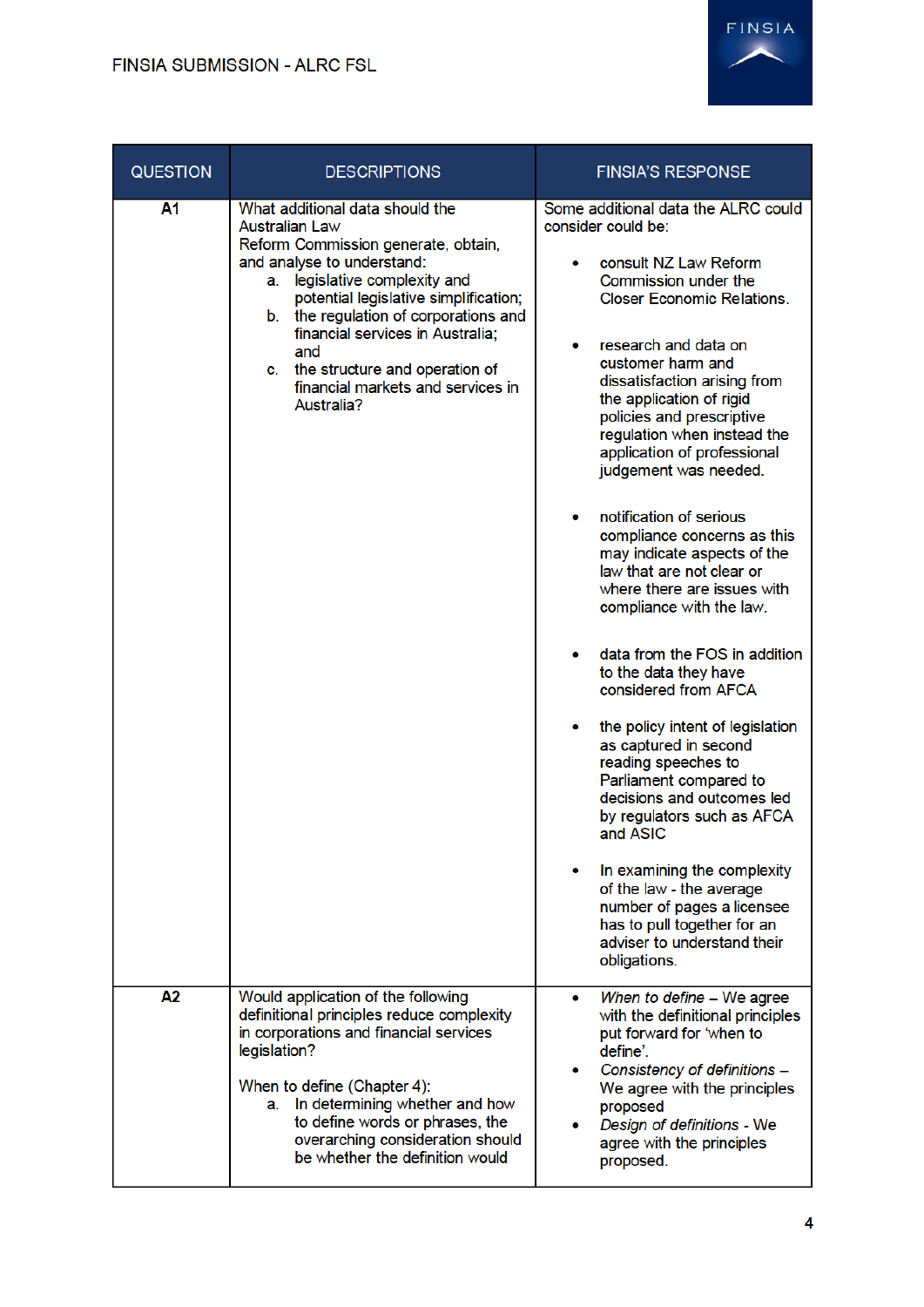| QUESTION | DESCRIPTIONS | FINSIA'S RESPONSE |
| --- | --- | --- |
| **A1** | What additional data should the Australian Law Reform Commission generate, obtain, and analyse to understand:<br>a. legislative complexity and potential legislative simplification;<br>b. the regulation of corporations and financial services in Australia; and<br>c. the structure and operation of financial markets and services in Australia? | Some additional data the ALRC could consider could be:<br>• consult NZ Law Reform Commission under the Closer Economic Relations.<br>• research and data on customer harm and dissatisfaction arising from the application of rigid policies and prescriptive regulation when instead the application of professional judgement was needed.<br>• notification of serious compliance concerns as this may indicate aspects of the law that are not clear or where there are issues with compliance with the law.<br>• data from the FOS in addition to the data they have considered from AFCA<br>• the policy intent of legislation as captured in second reading speeches to Parliament compared to decisions and outcomes led by regulators such as AFCA and ASIC<br>• In examining the complexity of the law - the average number of pages a licensee has to pull together for an adviser to understand their obligations. |
| **A2** | Would application of the following definitional principles reduce complexity in corporations and financial services legislation?<br><br>When to define (Chapter 4):<br>a. In determining whether and how to define words or phrases, the overarching consideration should be whether the definition would | • *When to define* – We agree with the definitional principles put forward for 'when to define'.<br>• *Consistency of definitions* – We agree with the principles proposed<br>• *Design of definitions* - We agree with the principles proposed. |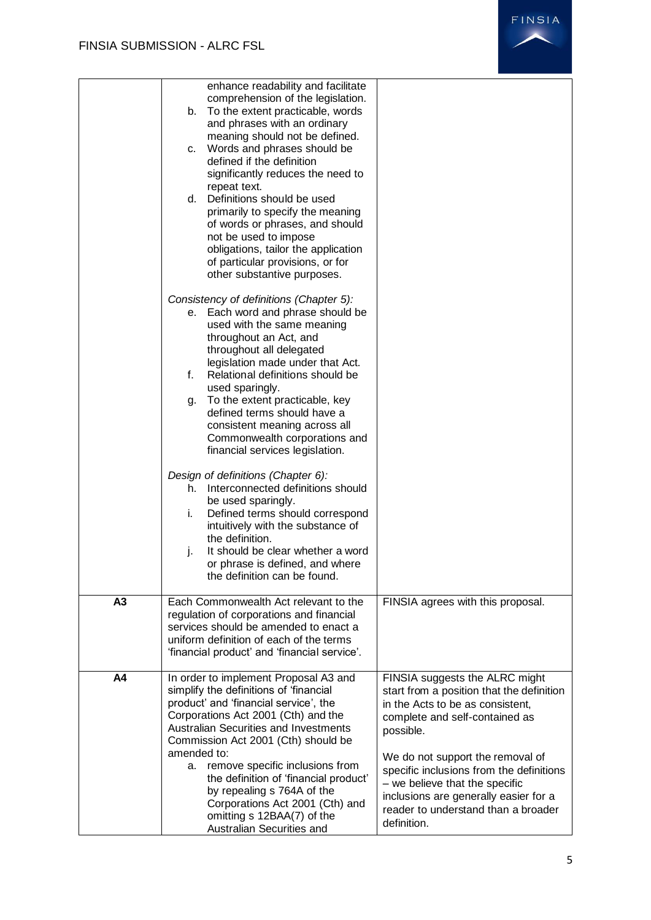| | | |
|---|---|---|
| | enhance readability and facilitate comprehension of the legislation.<br>b. To the extent practicable, words and phrases with an ordinary meaning should not be defined.<br>c. Words and phrases should be defined if the definition significantly reduces the need to repeat text.<br>d. Definitions should be used primarily to specify the meaning of words or phrases, and should not be used to impose obligations, tailor the application of particular provisions, or for other substantive purposes.<br><br>*Consistency of definitions (Chapter 5):*<br>e. Each word and phrase should be used with the same meaning throughout an Act, and throughout all delegated legislation made under that Act.<br>f. Relational definitions should be used sparingly.<br>g. To the extent practicable, key defined terms should have a consistent meaning across all Commonwealth corporations and financial services legislation.<br><br>*Design of definitions (Chapter 6):*<br>h. Interconnected definitions should be used sparingly.<br>i. Defined terms should correspond intuitively with the substance of the definition.<br>j. It should be clear whether a word or phrase is defined, and where the definition can be found. | |
| **A3** | Each Commonwealth Act relevant to the regulation of corporations and financial services should be amended to enact a uniform definition of each of the terms 'financial product' and 'financial service'. | FINSIA agrees with this proposal. |
| **A4** | In order to implement Proposal A3 and simplify the definitions of 'financial product' and 'financial service', the Corporations Act 2001 (Cth) and the Australian Securities and Investments Commission Act 2001 (Cth) should be amended to:<br>a. remove specific inclusions from the definition of 'financial product' by repealing s 764A of the Corporations Act 2001 (Cth) and omitting s 12BAA(7) of the Australian Securities and | FINSIA suggests the ALRC might start from a position that the definition in the Acts to be as consistent, complete and self-contained as possible.<br><br>We do not support the removal of specific inclusions from the definitions – we believe that the specific inclusions are generally easier for a reader to understand than a broader definition. |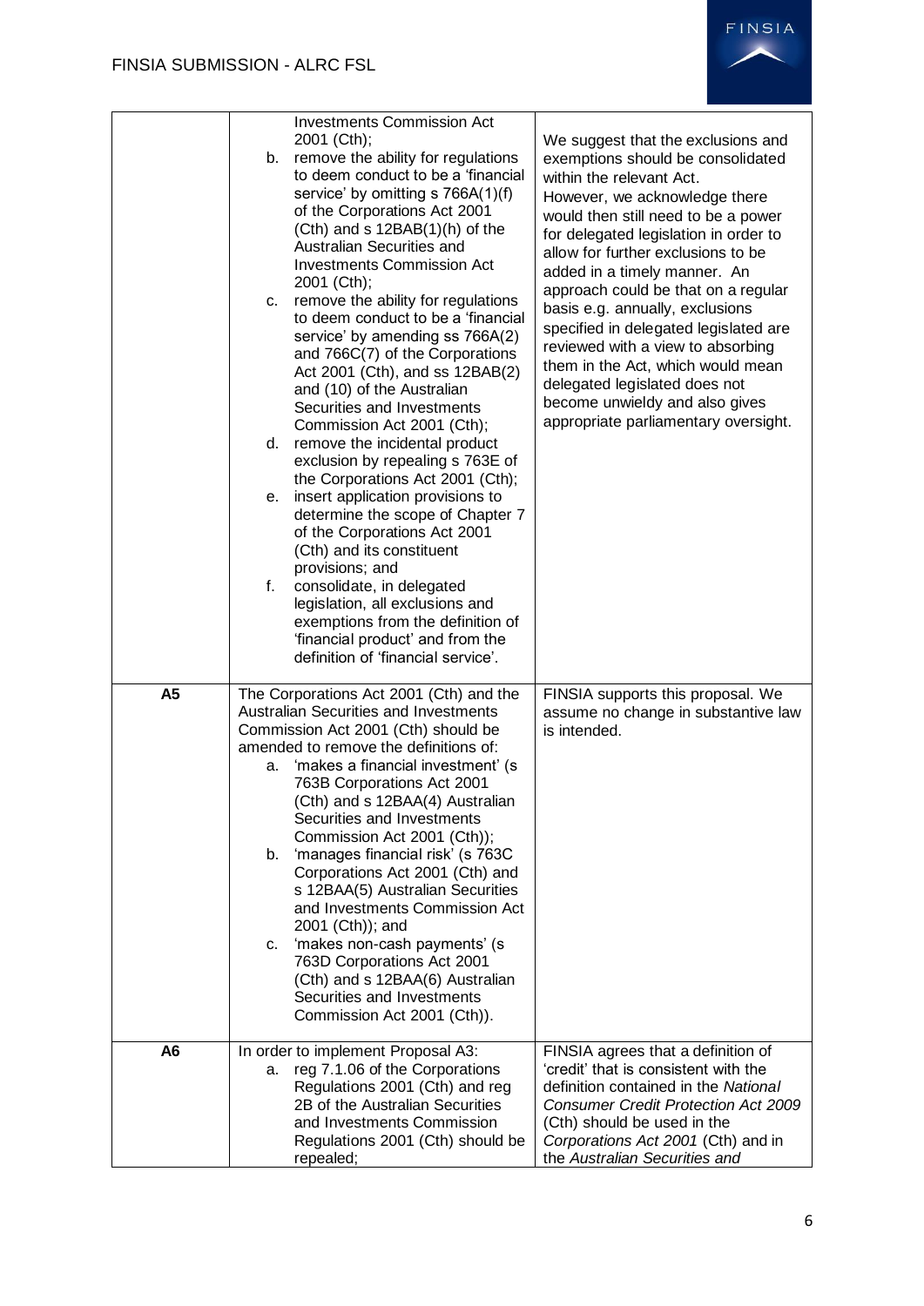| | | |
|---|---|---|
| | Investments Commission Act 2001 (Cth);<br>b. remove the ability for regulations to deem conduct to be a 'financial service' by omitting s 766A(1)(f) of the Corporations Act 2001 (Cth) and s 12BAB(1)(h) of the Australian Securities and Investments Commission Act 2001 (Cth);<br>c. remove the ability for regulations to deem conduct to be a 'financial service' by amending ss 766A(2) and 766C(7) of the Corporations Act 2001 (Cth), and ss 12BAB(2) and (10) of the Australian Securities and Investments Commission Act 2001 (Cth);<br>d. remove the incidental product exclusion by repealing s 763E of the Corporations Act 2001 (Cth);<br>e. insert application provisions to determine the scope of Chapter 7 of the Corporations Act 2001 (Cth) and its constituent provisions; and<br>f. consolidate, in delegated legislation, all exclusions and exemptions from the definition of 'financial product' and from the definition of 'financial service'. | We suggest that the exclusions and exemptions should be consolidated within the relevant Act.<br>However, we acknowledge there would then still need to be a power for delegated legislation in order to allow for further exclusions to be added in a timely manner. An approach could be that on a regular basis e.g. annually, exclusions specified in delegated legislated are reviewed with a view to absorbing them in the Act, which would mean delegated legislated does not become unwieldy and also gives appropriate parliamentary oversight. |
| **A5** | The Corporations Act 2001 (Cth) and the Australian Securities and Investments Commission Act 2001 (Cth) should be amended to remove the definitions of:<br>a. 'makes a financial investment' (s 763B Corporations Act 2001 (Cth) and s 12BAA(4) Australian Securities and Investments Commission Act 2001 (Cth));<br>b. 'manages financial risk' (s 763C Corporations Act 2001 (Cth) and s 12BAA(5) Australian Securities and Investments Commission Act 2001 (Cth)); and<br>c. 'makes non-cash payments' (s 763D Corporations Act 2001 (Cth) and s 12BAA(6) Australian Securities and Investments Commission Act 2001 (Cth)). | FINSIA supports this proposal. We assume no change in substantive law is intended. |
| **A6** | In order to implement Proposal A3:<br>a. reg 7.1.06 of the Corporations Regulations 2001 (Cth) and reg 2B of the Australian Securities and Investments Commission Regulations 2001 (Cth) should be repealed; | FINSIA agrees that a definition of 'credit' that is consistent with the definition contained in the *National Consumer Credit Protection Act 2009* (Cth) should be used in the *Corporations Act 2001* (Cth) and in the *Australian Securities and* |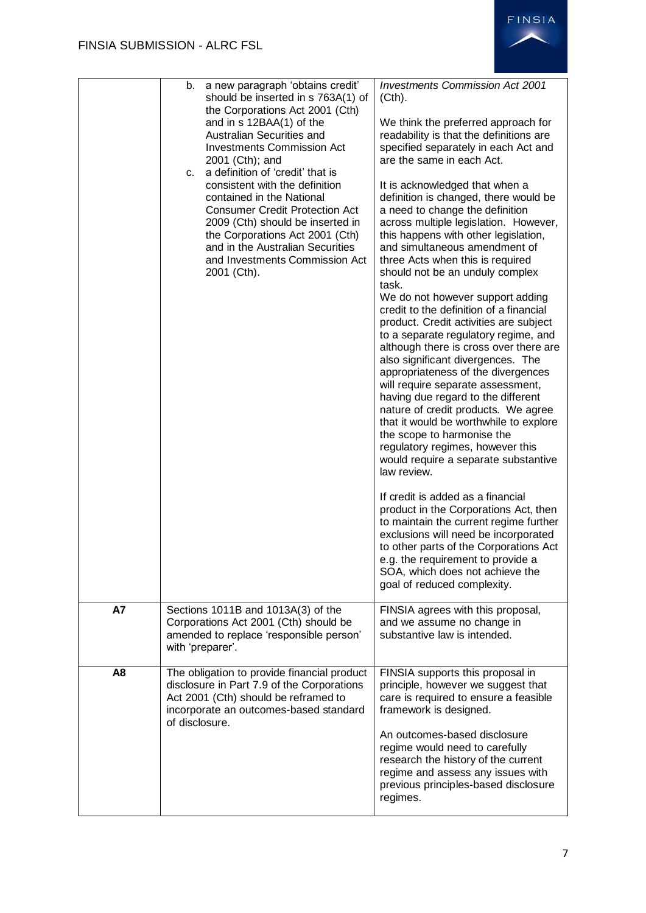| | | |
|---|---|---|
| | b. a new paragraph 'obtains credit' should be inserted in s 763A(1) of the Corporations Act 2001 (Cth) and in s 12BAA(1) of the Australian Securities and Investments Commission Act 2001 (Cth); and<br>c. a definition of 'credit' that is consistent with the definition contained in the National Consumer Credit Protection Act 2009 (Cth) should be inserted in the Corporations Act 2001 (Cth) and in the Australian Securities and Investments Commission Act 2001 (Cth). | *Investments Commission Act 2001* (Cth).<br><br>We think the preferred approach for readability is that the definitions are specified separately in each Act and are the same in each Act.<br><br>It is acknowledged that when a definition is changed, there would be a need to change the definition across multiple legislation. However, this happens with other legislation, and simultaneous amendment of three Acts when this is required should not be an unduly complex task.<br>We do not however support adding credit to the definition of a financial product. Credit activities are subject to a separate regulatory regime, and although there is cross over there are also significant divergences. The appropriateness of the divergences will require separate assessment, having due regard to the different nature of credit products. We agree that it would be worthwhile to explore the scope to harmonise the regulatory regimes, however this would require a separate substantive law review.<br><br>If credit is added as a financial product in the Corporations Act, then to maintain the current regime further exclusions will need be incorporated to other parts of the Corporations Act e.g. the requirement to provide a SOA, which does not achieve the goal of reduced complexity. |
| **A7** | Sections 1011B and 1013A(3) of the Corporations Act 2001 (Cth) should be amended to replace 'responsible person' with 'preparer'. | FINSIA agrees with this proposal, and we assume no change in substantive law is intended. |
| **A8** | The obligation to provide financial product disclosure in Part 7.9 of the Corporations Act 2001 (Cth) should be reframed to incorporate an outcomes-based standard of disclosure. | FINSIA supports this proposal in principle, however we suggest that care is required to ensure a feasible framework is designed.<br><br>An outcomes-based disclosure regime would need to carefully research the history of the current regime and assess any issues with previous principles-based disclosure regimes. |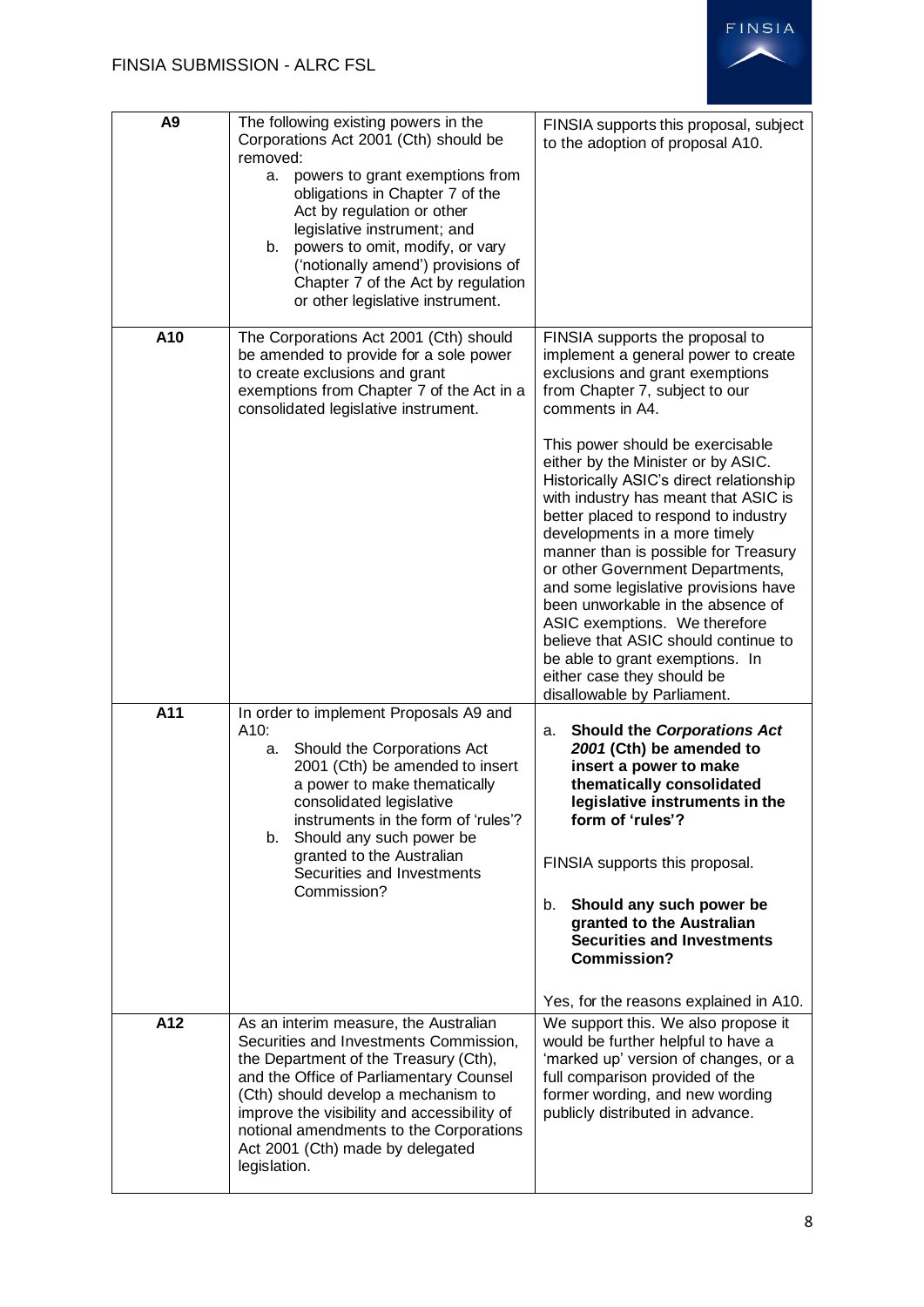| | | |
|---|---|---|
| **A9** | The following existing powers in the Corporations Act 2001 (Cth) should be removed:<br>a. powers to grant exemptions from obligations in Chapter 7 of the Act by regulation or other legislative instrument; and<br>b. powers to omit, modify, or vary ('notionally amend') provisions of Chapter 7 of the Act by regulation or other legislative instrument. | FINSIA supports this proposal, subject to the adoption of proposal A10. |
| **A10** | The Corporations Act 2001 (Cth) should be amended to provide for a sole power to create exclusions and grant exemptions from Chapter 7 of the Act in a consolidated legislative instrument. | FINSIA supports the proposal to implement a general power to create exclusions and grant exemptions from Chapter 7, subject to our comments in A4.<br><br>This power should be exercisable either by the Minister or by ASIC. Historically ASIC's direct relationship with industry has meant that ASIC is better placed to respond to industry developments in a more timely manner than is possible for Treasury or other Government Departments, and some legislative provisions have been unworkable in the absence of ASIC exemptions. We therefore believe that ASIC should continue to be able to grant exemptions. In either case they should be disallowable by Parliament. |
| **A11** | In order to implement Proposals A9 and A10:<br>a. Should the Corporations Act 2001 (Cth) be amended to insert a power to make thematically consolidated legislative instruments in the form of 'rules'?<br>b. Should any such power be granted to the Australian Securities and Investments Commission? | a. **Should the *Corporations Act 2001* (Cth) be amended to insert a power to make thematically consolidated legislative instruments in the form of 'rules'?**<br><br>FINSIA supports this proposal.<br><br>b. **Should any such power be granted to the Australian Securities and Investments Commission?**<br><br>Yes, for the reasons explained in A10. |
| **A12** | As an interim measure, the Australian Securities and Investments Commission, the Department of the Treasury (Cth), and the Office of Parliamentary Counsel (Cth) should develop a mechanism to improve the visibility and accessibility of notional amendments to the Corporations Act 2001 (Cth) made by delegated legislation. | We support this. We also propose it would be further helpful to have a 'marked up' version of changes, or a full comparison provided of the former wording, and new wording publicly distributed in advance. |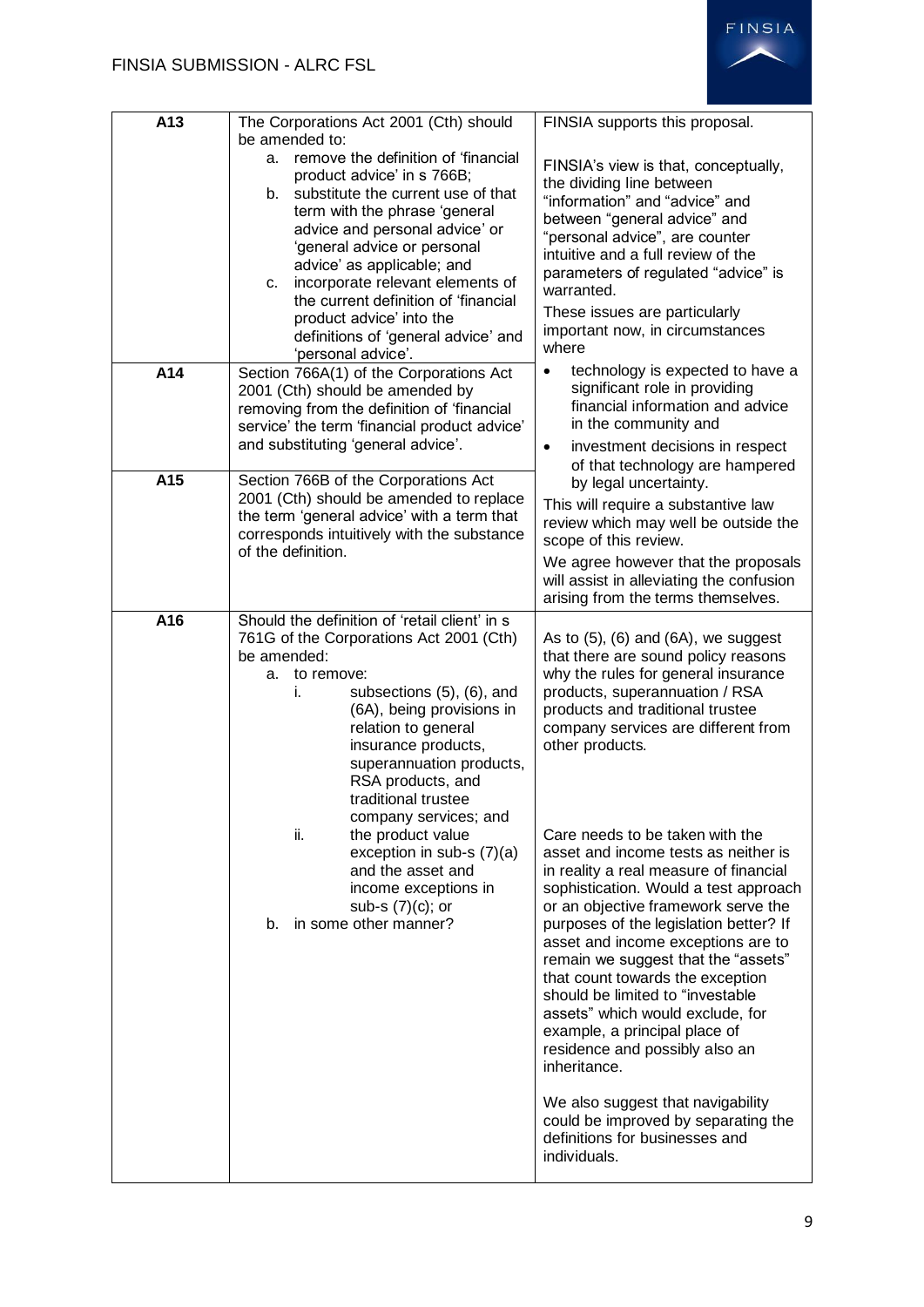| | | |
|---|---|---|
| A13 | The Corporations Act 2001 (Cth) should be amended to:<br>a. remove the definition of 'financial product advice' in s 766B;<br>b. substitute the current use of that term with the phrase 'general advice and personal advice' or 'general advice or personal advice' as applicable; and<br>c. incorporate relevant elements of the current definition of 'financial product advice' into the definitions of 'general advice' and 'personal advice'. | FINSIA supports this proposal.<br><br>FINSIA's view is that, conceptually, the dividing line between "information" and "advice" and between "general advice" and "personal advice", are counter intuitive and a full review of the parameters of regulated "advice" is warranted.<br><br>These issues are particularly important now, in circumstances where<br>• technology is expected to have a significant role in providing financial information and advice in the community and<br>• investment decisions in respect of that technology are hampered by legal uncertainty.<br><br>This will require a substantive law review which may well be outside the scope of this review.<br><br>We agree however that the proposals will assist in alleviating the confusion arising from the terms themselves. |
| A14 | Section 766A(1) of the Corporations Act 2001 (Cth) should be amended by removing from the definition of 'financial service' the term 'financial product advice' and substituting 'general advice'. | |
| A15 | Section 766B of the Corporations Act 2001 (Cth) should be amended to replace the term 'general advice' with a term that corresponds intuitively with the substance of the definition. | |
| A16 | Should the definition of 'retail client' in s 761G of the Corporations Act 2001 (Cth) be amended:<br>a. to remove:<br>i. subsections (5), (6), and (6A), being provisions in relation to general insurance products, superannuation products, RSA products, and traditional trustee company services; and<br>ii. the product value exception in sub-s (7)(a) and the asset and income exceptions in sub-s (7)(c); or<br>b. in some other manner? | As to (5), (6) and (6A), we suggest that there are sound policy reasons why the rules for general insurance products, superannuation / RSA products and traditional trustee company services are different from other products.<br><br>Care needs to be taken with the asset and income tests as neither is in reality a real measure of financial sophistication. Would a test approach or an objective framework serve the purposes of the legislation better? If asset and income exceptions are to remain we suggest that the "assets" that count towards the exception should be limited to "investable assets" which would exclude, for example, a principal place of residence and possibly also an inheritance.<br><br>We also suggest that navigability could be improved by separating the definitions for businesses and individuals. |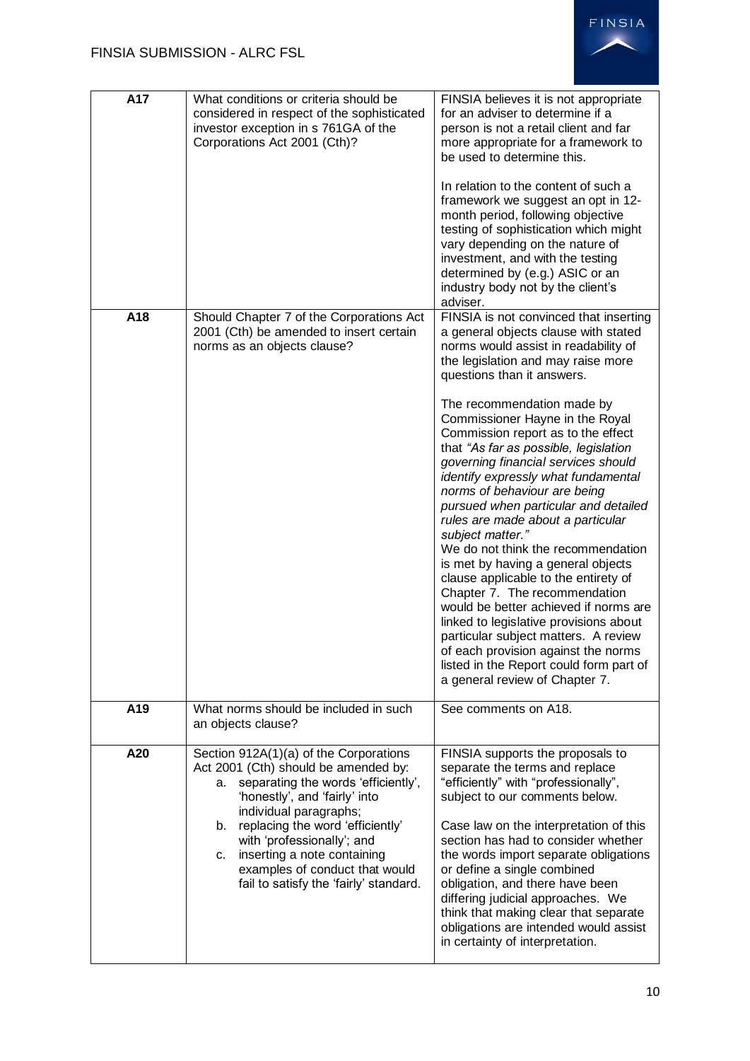| | | |
|---|---|---|
| **A17** | What conditions or criteria should be considered in respect of the sophisticated investor exception in s 761GA of the Corporations Act 2001 (Cth)? | FINSIA believes it is not appropriate for an adviser to determine if a person is not a retail client and far more appropriate for a framework to be used to determine this.<br><br>In relation to the content of such a framework we suggest an opt in 12-month period, following objective testing of sophistication which might vary depending on the nature of investment, and with the testing determined by (e.g.) ASIC or an industry body not by the client's adviser. |
| **A18** | Should Chapter 7 of the Corporations Act 2001 (Cth) be amended to insert certain norms as an objects clause? | FINSIA is not convinced that inserting a general objects clause with stated norms would assist in readability of the legislation and may raise more questions than it answers.<br><br>The recommendation made by Commissioner Hayne in the Royal Commission report as to the effect that *"As far as possible, legislation governing financial services should identify expressly what fundamental norms of behaviour are being pursued when particular and detailed rules are made about a particular subject matter."*<br>We do not think the recommendation is met by having a general objects clause applicable to the entirety of Chapter 7. The recommendation would be better achieved if norms are linked to legislative provisions about particular subject matters. A review of each provision against the norms listed in the Report could form part of a general review of Chapter 7. |
| **A19** | What norms should be included in such an objects clause? | See comments on A18. |
| **A20** | Section 912A(1)(a) of the Corporations Act 2001 (Cth) should be amended by:<br>a. separating the words 'efficiently', 'honestly', and 'fairly' into individual paragraphs;<br>b. replacing the word 'efficiently' with 'professionally'; and<br>c. inserting a note containing examples of conduct that would fail to satisfy the 'fairly' standard. | FINSIA supports the proposals to separate the terms and replace "efficiently" with "professionally", subject to our comments below.<br><br>Case law on the interpretation of this section has had to consider whether the words import separate obligations or define a single combined obligation, and there have been differing judicial approaches. We think that making clear that separate obligations are intended would assist in certainty of interpretation. |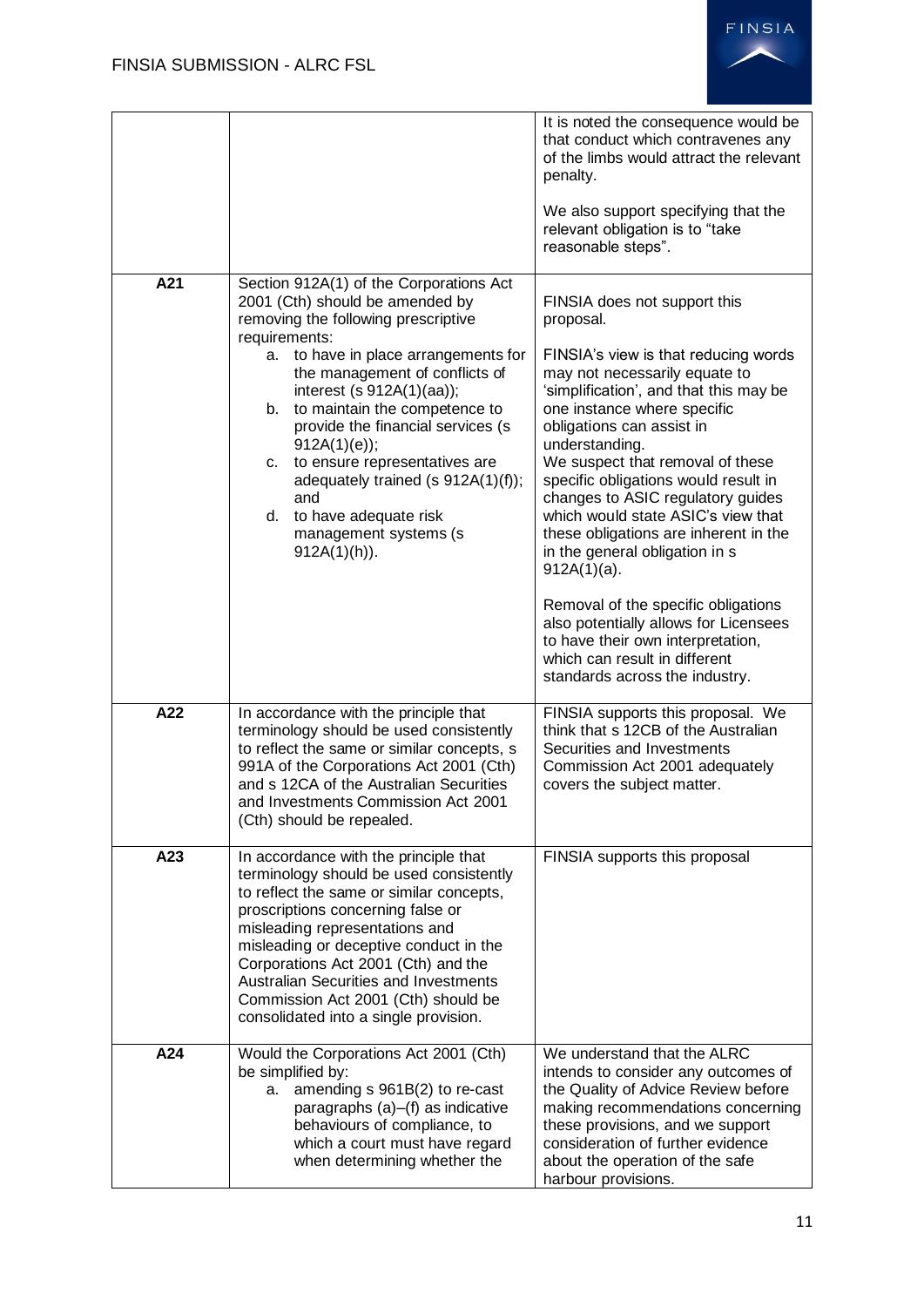| | | |
|---|---|---|
| | | It is noted the consequence would be that conduct which contravenes any of the limbs would attract the relevant penalty.<br><br>We also support specifying that the relevant obligation is to "take reasonable steps". |
| **A21** | Section 912A(1) of the Corporations Act 2001 (Cth) should be amended by removing the following prescriptive requirements:<br>a. to have in place arrangements for the management of conflicts of interest (s 912A(1)(aa));<br>b. to maintain the competence to provide the financial services (s 912A(1)(e));<br>c. to ensure representatives are adequately trained (s 912A(1)(f)); and<br>d. to have adequate risk management systems (s 912A(1)(h)). | FINSIA does not support this proposal.<br><br>FINSIA's view is that reducing words may not necessarily equate to 'simplification', and that this may be one instance where specific obligations can assist in understanding.<br>We suspect that removal of these specific obligations would result in changes to ASIC regulatory guides which would state ASIC's view that these obligations are inherent in the in the general obligation in s 912A(1)(a).<br><br>Removal of the specific obligations also potentially allows for Licensees to have their own interpretation, which can result in different standards across the industry. |
| **A22** | In accordance with the principle that terminology should be used consistently to reflect the same or similar concepts, s 991A of the Corporations Act 2001 (Cth) and s 12CA of the Australian Securities and Investments Commission Act 2001 (Cth) should be repealed. | FINSIA supports this proposal. We think that s 12CB of the Australian Securities and Investments Commission Act 2001 adequately covers the subject matter. |
| **A23** | In accordance with the principle that terminology should be used consistently to reflect the same or similar concepts, proscriptions concerning false or misleading representations and misleading or deceptive conduct in the Corporations Act 2001 (Cth) and the Australian Securities and Investments Commission Act 2001 (Cth) should be consolidated into a single provision. | FINSIA supports this proposal |
| **A24** | Would the Corporations Act 2001 (Cth) be simplified by:<br>a. amending s 961B(2) to re-cast paragraphs (a)–(f) as indicative behaviours of compliance, to which a court must have regard when determining whether the | We understand that the ALRC intends to consider any outcomes of the Quality of Advice Review before making recommendations concerning these provisions, and we support consideration of further evidence about the operation of the safe harbour provisions. |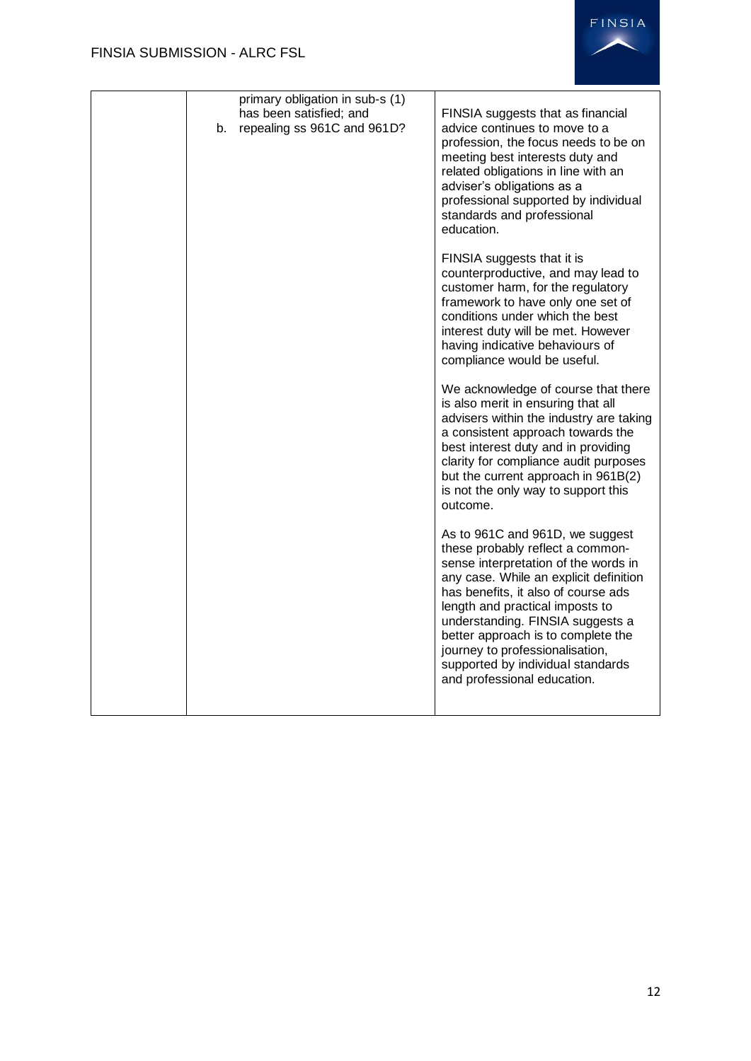| | | |
|---|---|---|
| | primary obligation in sub-s (1) has been satisfied; and<br>b. repealing ss 961C and 961D? | FINSIA suggests that as financial advice continues to move to a profession, the focus needs to be on meeting best interests duty and related obligations in line with an adviser's obligations as a professional supported by individual standards and professional education.<br><br>FINSIA suggests that it is counterproductive, and may lead to customer harm, for the regulatory framework to have only one set of conditions under which the best interest duty will be met. However having indicative behaviours of compliance would be useful.<br><br>We acknowledge of course that there is also merit in ensuring that all advisers within the industry are taking a consistent approach towards the best interest duty and in providing clarity for compliance audit purposes but the current approach in 961B(2) is not the only way to support this outcome.<br><br>As to 961C and 961D, we suggest these probably reflect a common-sense interpretation of the words in any case. While an explicit definition has benefits, it also of course ads length and practical imposts to understanding. FINSIA suggests a better approach is to complete the journey to professionalisation, supported by individual standards and professional education. |